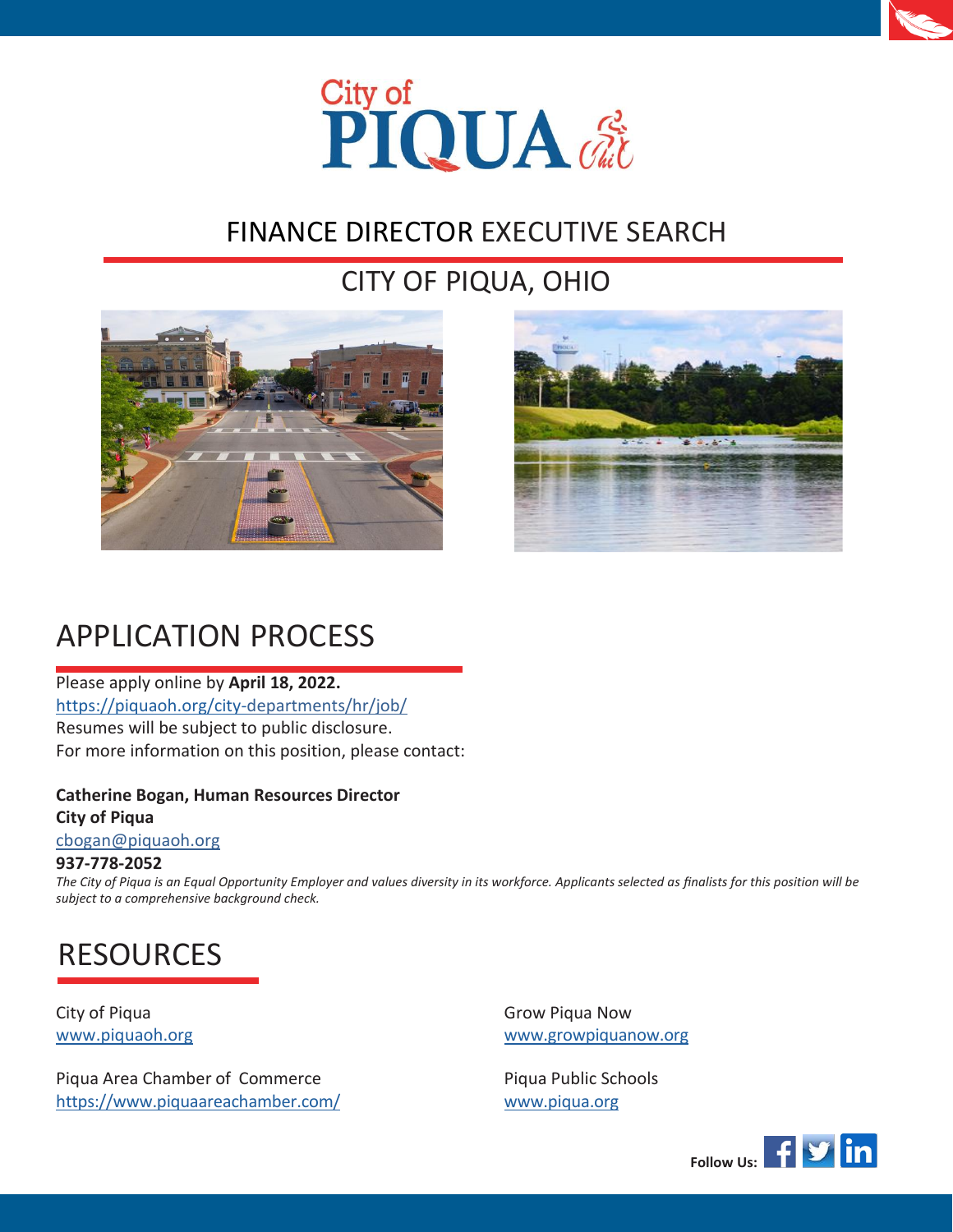City of PIQUA Ohio

# FINANCE DIRECTOR EXECUTIVE SEARCH

## CITY OF PIQUA, OHIO

## APPLICATION PROCESS

Please apply online by **April 18, 2022.**
https://piquaoh.org/city-departments/hr/job/
Resumes will be subject to public disclosure.
For more information on this position, please contact:

**Catherine Bogan, Human Resources Director**
**City of Piqua**
cbogan@piquaoh.org
**937-778-2052**

*The City of Piqua is an Equal Opportunity Employer and values diversity in its workforce. Applicants selected as finalists for this position will be subject to a comprehensive background check.*

## RESOURCES

City of Piqua
www.piquaoh.org

Piqua Area Chamber of Commerce
https://www.piquaareachamber.com/

Grow Piqua Now
www.growpiquanow.org

Piqua Public Schools
www.piqua.org

**Follow Us:**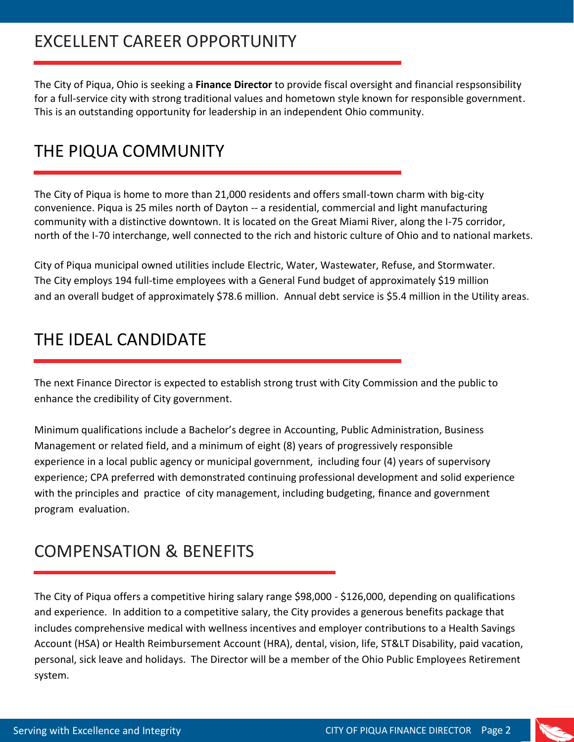## EXCELLENT CAREER OPPORTUNITY

The City of Piqua, Ohio is seeking a **Finance Director** to provide fiscal oversight and financial respsonsibility for a full-service city with strong traditional values and hometown style known for responsible government. This is an outstanding opportunity for leadership in an independent Ohio community.

## THE PIQUA COMMUNITY

The City of Piqua is home to more than 21,000 residents and offers small-town charm with big-city convenience. Piqua is 25 miles north of Dayton -- a residential, commercial and light manufacturing community with a distinctive downtown. It is located on the Great Miami River, along the I-75 corridor, north of the I-70 interchange, well connected to the rich and historic culture of Ohio and to national markets.

City of Piqua municipal owned utilities include Electric, Water, Wastewater, Refuse, and Stormwater. The City employs 194 full-time employees with a General Fund budget of approximately $19 million and an overall budget of approximately $78.6 million. Annual debt service is $5.4 million in the Utility areas.

## THE IDEAL CANDIDATE

The next Finance Director is expected to establish strong trust with City Commission and the public to enhance the credibility of City government.

Minimum qualifications include a Bachelor's degree in Accounting, Public Administration, Business Management or related field, and a minimum of eight (8) years of progressively responsible experience in a local public agency or municipal government, including four (4) years of supervisory experience; CPA preferred with demonstrated continuing professional development and solid experience with the principles and practice of city management, including budgeting, finance and government program evaluation.

## COMPENSATION & BENEFITS

The City of Piqua offers a competitive hiring salary range $98,000 - $126,000, depending on qualifications and experience. In addition to a competitive salary, the City provides a generous benefits package that includes comprehensive medical with wellness incentives and employer contributions to a Health Savings Account (HSA) or Health Reimbursement Account (HRA), dental, vision, life, ST&LT Disability, paid vacation, personal, sick leave and holidays. The Director will be a member of the Ohio Public Employees Retirement system.